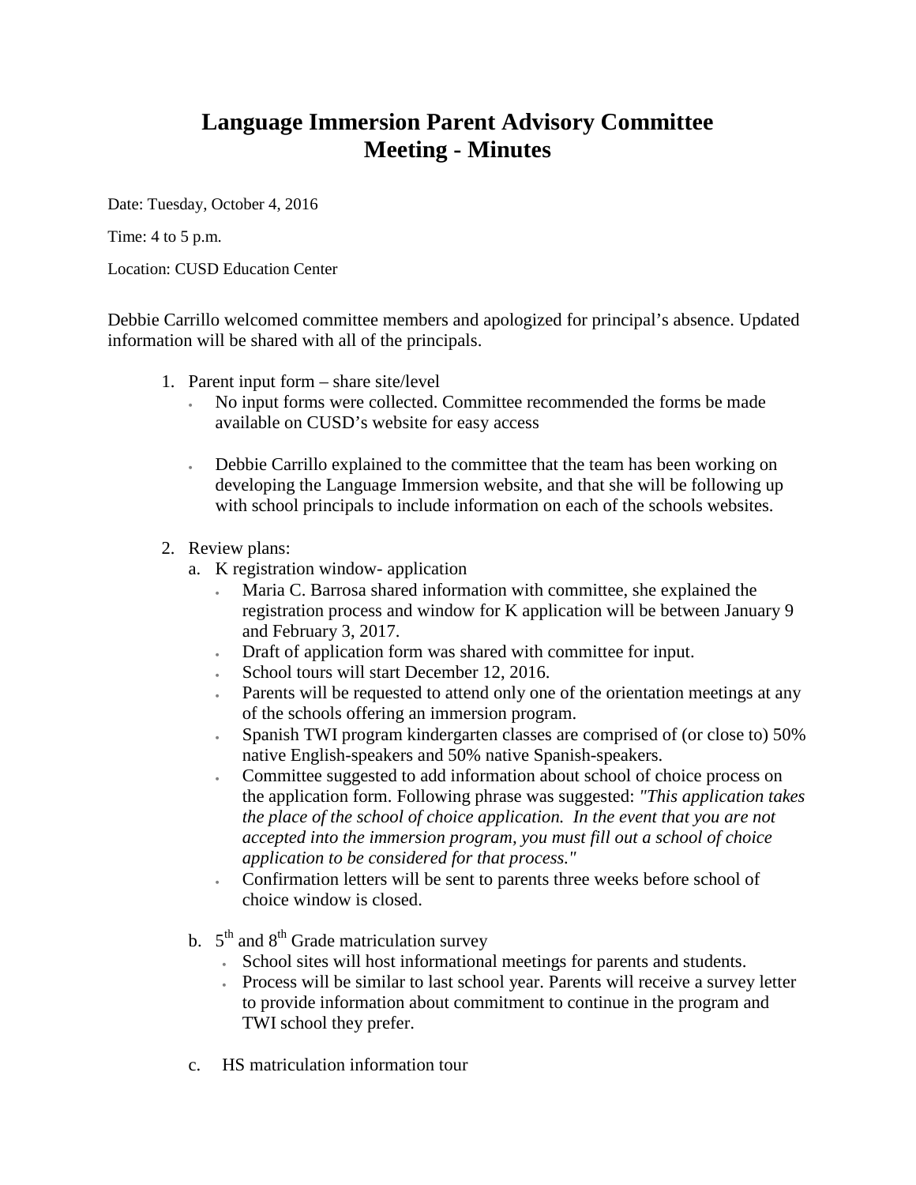# Language Immersion Parent Advisory Committee Meeting - Minutes

Date: Tuesday, October 4, 2016

Time: 4 to 5 p.m.

Location: CUSD Education Center

Debbie Carrillo welcomed committee members and apologized for principal's absence. Updated information will be shared with all of the principals.

1. Parent input form – share site/level
   - No input forms were collected. Committee recommended the forms be made available on CUSD's website for easy access
   - Debbie Carrillo explained to the committee that the team has been working on developing the Language Immersion website, and that she will be following up with school principals to include information on each of the schools websites.

2. Review plans:
   a. K registration window- application
      - Maria C. Barrosa shared information with committee, she explained the registration process and window for K application will be between January 9 and February 3, 2017.
      - Draft of application form was shared with committee for input.
      - School tours will start December 12, 2016.
      - Parents will be requested to attend only one of the orientation meetings at any of the schools offering an immersion program.
      - Spanish TWI program kindergarten classes are comprised of (or close to) 50% native English-speakers and 50% native Spanish-speakers.
      - Committee suggested to add information about school of choice process on the application form. Following phrase was suggested: *"This application takes the place of the school of choice application. In the event that you are not accepted into the immersion program, you must fill out a school of choice application to be considered for that process."*
      - Confirmation letters will be sent to parents three weeks before school of choice window is closed.

   b. 5th and 8th Grade matriculation survey
      - School sites will host informational meetings for parents and students.
      - Process will be similar to last school year. Parents will receive a survey letter to provide information about commitment to continue in the program and TWI school they prefer.

   c. HS matriculation information tour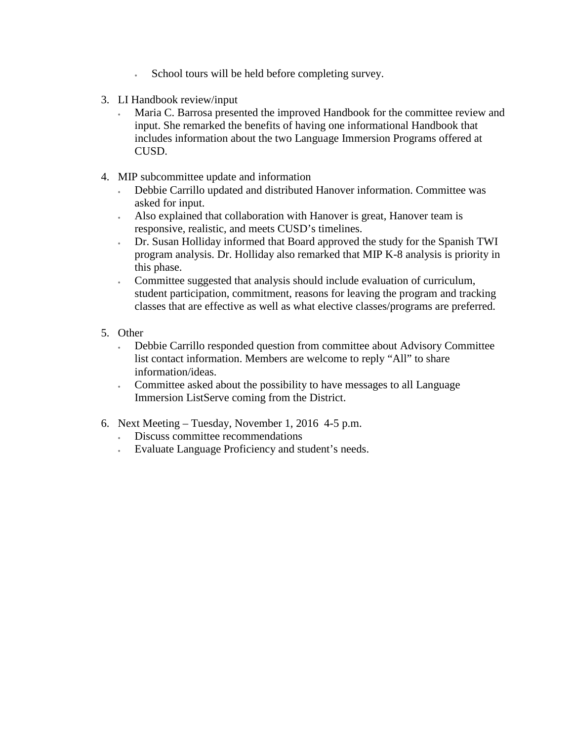- School tours will be held before completing survey.

3. LI Handbook review/input
   - Maria C. Barrosa presented the improved Handbook for the committee review and input. She remarked the benefits of having one informational Handbook that includes information about the two Language Immersion Programs offered at CUSD.

4. MIP subcommittee update and information
   - Debbie Carrillo updated and distributed Hanover information. Committee was asked for input.
   - Also explained that collaboration with Hanover is great, Hanover team is responsive, realistic, and meets CUSD's timelines.
   - Dr. Susan Holliday informed that Board approved the study for the Spanish TWI program analysis. Dr. Holliday also remarked that MIP K-8 analysis is priority in this phase.
   - Committee suggested that analysis should include evaluation of curriculum, student participation, commitment, reasons for leaving the program and tracking classes that are effective as well as what elective classes/programs are preferred.

5. Other
   - Debbie Carrillo responded question from committee about Advisory Committee list contact information. Members are welcome to reply "All" to share information/ideas.
   - Committee asked about the possibility to have messages to all Language Immersion ListServe coming from the District.

6. Next Meeting – Tuesday, November 1, 2016 4-5 p.m.
   - Discuss committee recommendations
   - Evaluate Language Proficiency and student's needs.